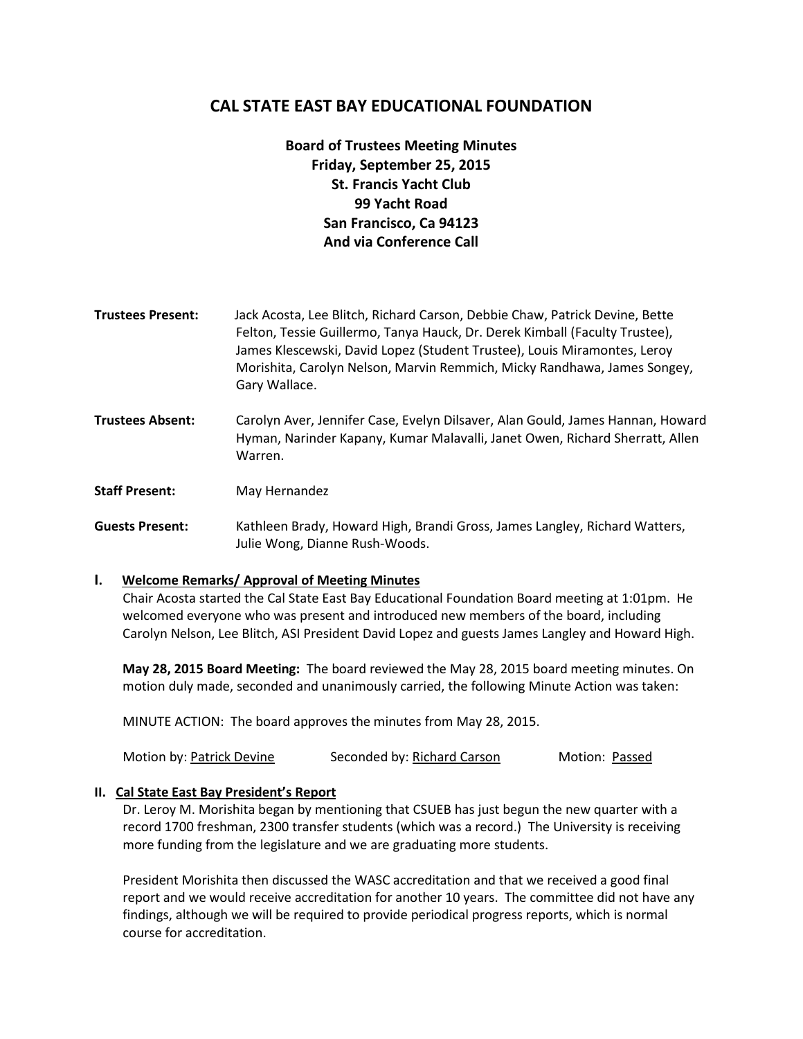# CAL STATE EAST BAY EDUCATIONAL FOUNDATION

**Board of Trustees Meeting Minutes**
**Friday, September 25, 2015**
**St. Francis Yacht Club**
**99 Yacht Road**
**San Francisco, Ca 94123**
**And via Conference Call**

**Trustees Present:** Jack Acosta, Lee Blitch, Richard Carson, Debbie Chaw, Patrick Devine, Bette Felton, Tessie Guillermo, Tanya Hauck, Dr. Derek Kimball (Faculty Trustee), James Klescewski, David Lopez (Student Trustee), Louis Miramontes, Leroy Morishita, Carolyn Nelson, Marvin Remmich, Micky Randhawa, James Songey, Gary Wallace.

**Trustees Absent:** Carolyn Aver, Jennifer Case, Evelyn Dilsaver, Alan Gould, James Hannan, Howard Hyman, Narinder Kapany, Kumar Malavalli, Janet Owen, Richard Sherratt, Allen Warren.

**Staff Present:** May Hernandez

**Guests Present:** Kathleen Brady, Howard High, Brandi Gross, James Langley, Richard Watters, Julie Wong, Dianne Rush-Woods.

## I. Welcome Remarks/ Approval of Meeting Minutes

Chair Acosta started the Cal State East Bay Educational Foundation Board meeting at 1:01pm. He welcomed everyone who was present and introduced new members of the board, including Carolyn Nelson, Lee Blitch, ASI President David Lopez and guests James Langley and Howard High.

**May 28, 2015 Board Meeting:** The board reviewed the May 28, 2015 board meeting minutes. On motion duly made, seconded and unanimously carried, the following Minute Action was taken:

MINUTE ACTION: The board approves the minutes from May 28, 2015.

Motion by: Patrick Devine Seconded by: Richard Carson Motion: Passed

## II. Cal State East Bay President's Report

Dr. Leroy M. Morishita began by mentioning that CSUEB has just begun the new quarter with a record 1700 freshman, 2300 transfer students (which was a record.) The University is receiving more funding from the legislature and we are graduating more students.

President Morishita then discussed the WASC accreditation and that we received a good final report and we would receive accreditation for another 10 years. The committee did not have any findings, although we will be required to provide periodical progress reports, which is normal course for accreditation.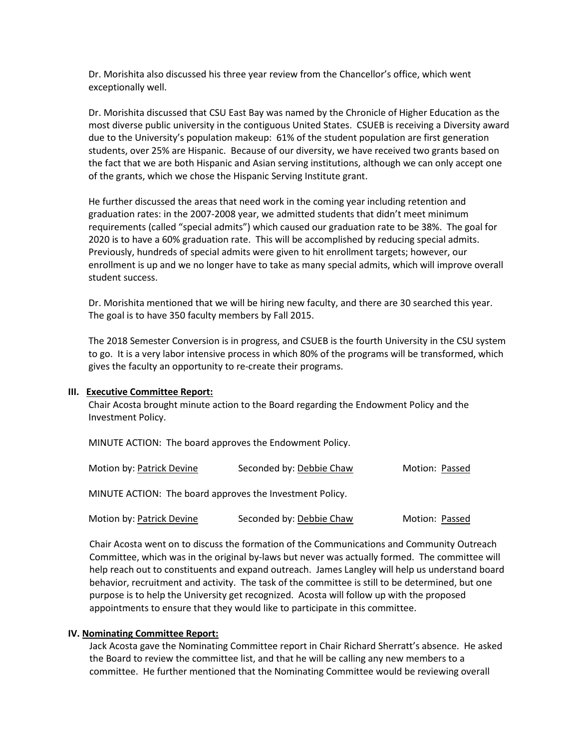Dr. Morishita also discussed his three year review from the Chancellor's office, which went exceptionally well.

Dr. Morishita discussed that CSU East Bay was named by the Chronicle of Higher Education as the most diverse public university in the contiguous United States. CSUEB is receiving a Diversity award due to the University's population makeup: 61% of the student population are first generation students, over 25% are Hispanic. Because of our diversity, we have received two grants based on the fact that we are both Hispanic and Asian serving institutions, although we can only accept one of the grants, which we chose the Hispanic Serving Institute grant.

He further discussed the areas that need work in the coming year including retention and graduation rates: in the 2007-2008 year, we admitted students that didn't meet minimum requirements (called "special admits") which caused our graduation rate to be 38%. The goal for 2020 is to have a 60% graduation rate. This will be accomplished by reducing special admits. Previously, hundreds of special admits were given to hit enrollment targets; however, our enrollment is up and we no longer have to take as many special admits, which will improve overall student success.

Dr. Morishita mentioned that we will be hiring new faculty, and there are 30 searched this year. The goal is to have 350 faculty members by Fall 2015.

The 2018 Semester Conversion is in progress, and CSUEB is the fourth University in the CSU system to go. It is a very labor intensive process in which 80% of the programs will be transformed, which gives the faculty an opportunity to re-create their programs.

## III. Executive Committee Report:

Chair Acosta brought minute action to the Board regarding the Endowment Policy and the Investment Policy.

MINUTE ACTION: The board approves the Endowment Policy.

Motion by: Patrick Devine    Seconded by: Debbie Chaw    Motion: Passed

MINUTE ACTION: The board approves the Investment Policy.

Motion by: Patrick Devine    Seconded by: Debbie Chaw    Motion: Passed

Chair Acosta went on to discuss the formation of the Communications and Community Outreach Committee, which was in the original by-laws but never was actually formed. The committee will help reach out to constituents and expand outreach. James Langley will help us understand board behavior, recruitment and activity. The task of the committee is still to be determined, but one purpose is to help the University get recognized. Acosta will follow up with the proposed appointments to ensure that they would like to participate in this committee.

## IV. Nominating Committee Report:

Jack Acosta gave the Nominating Committee report in Chair Richard Sherratt's absence. He asked the Board to review the committee list, and that he will be calling any new members to a committee. He further mentioned that the Nominating Committee would be reviewing overall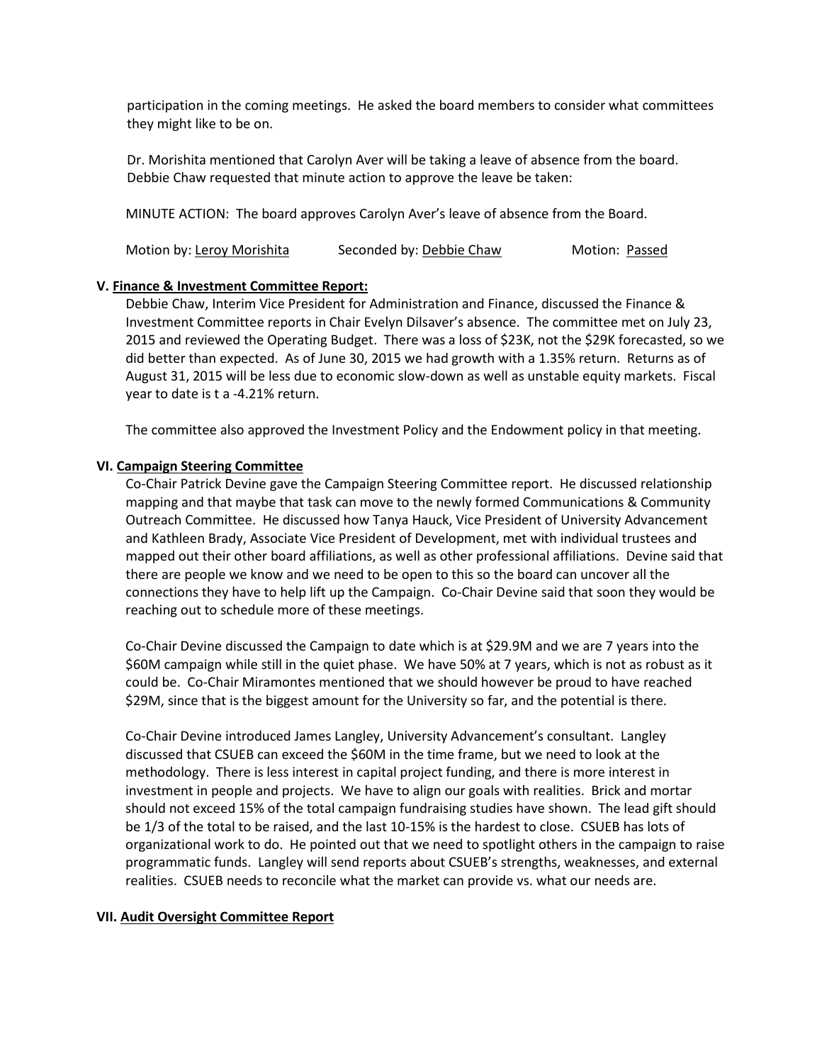participation in the coming meetings. He asked the board members to consider what committees they might like to be on.

Dr. Morishita mentioned that Carolyn Aver will be taking a leave of absence from the board. Debbie Chaw requested that minute action to approve the leave be taken:

MINUTE ACTION: The board approves Carolyn Aver's leave of absence from the Board.

Motion by: Leroy Morishita Seconded by: Debbie Chaw Motion: Passed

### V. Finance & Investment Committee Report:

Debbie Chaw, Interim Vice President for Administration and Finance, discussed the Finance & Investment Committee reports in Chair Evelyn Dilsaver's absence. The committee met on July 23, 2015 and reviewed the Operating Budget. There was a loss of $23K, not the $29K forecasted, so we did better than expected. As of June 30, 2015 we had growth with a 1.35% return. Returns as of August 31, 2015 will be less due to economic slow-down as well as unstable equity markets. Fiscal year to date is t a -4.21% return.

The committee also approved the Investment Policy and the Endowment policy in that meeting.

### VI. Campaign Steering Committee

Co-Chair Patrick Devine gave the Campaign Steering Committee report. He discussed relationship mapping and that maybe that task can move to the newly formed Communications & Community Outreach Committee. He discussed how Tanya Hauck, Vice President of University Advancement and Kathleen Brady, Associate Vice President of Development, met with individual trustees and mapped out their other board affiliations, as well as other professional affiliations. Devine said that there are people we know and we need to be open to this so the board can uncover all the connections they have to help lift up the Campaign. Co-Chair Devine said that soon they would be reaching out to schedule more of these meetings.

Co-Chair Devine discussed the Campaign to date which is at $29.9M and we are 7 years into the $60M campaign while still in the quiet phase. We have 50% at 7 years, which is not as robust as it could be. Co-Chair Miramontes mentioned that we should however be proud to have reached $29M, since that is the biggest amount for the University so far, and the potential is there.

Co-Chair Devine introduced James Langley, University Advancement's consultant. Langley discussed that CSUEB can exceed the $60M in the time frame, but we need to look at the methodology. There is less interest in capital project funding, and there is more interest in investment in people and projects. We have to align our goals with realities. Brick and mortar should not exceed 15% of the total campaign fundraising studies have shown. The lead gift should be 1/3 of the total to be raised, and the last 10-15% is the hardest to close. CSUEB has lots of organizational work to do. He pointed out that we need to spotlight others in the campaign to raise programmatic funds. Langley will send reports about CSUEB's strengths, weaknesses, and external realities. CSUEB needs to reconcile what the market can provide vs. what our needs are.

### VII. Audit Oversight Committee Report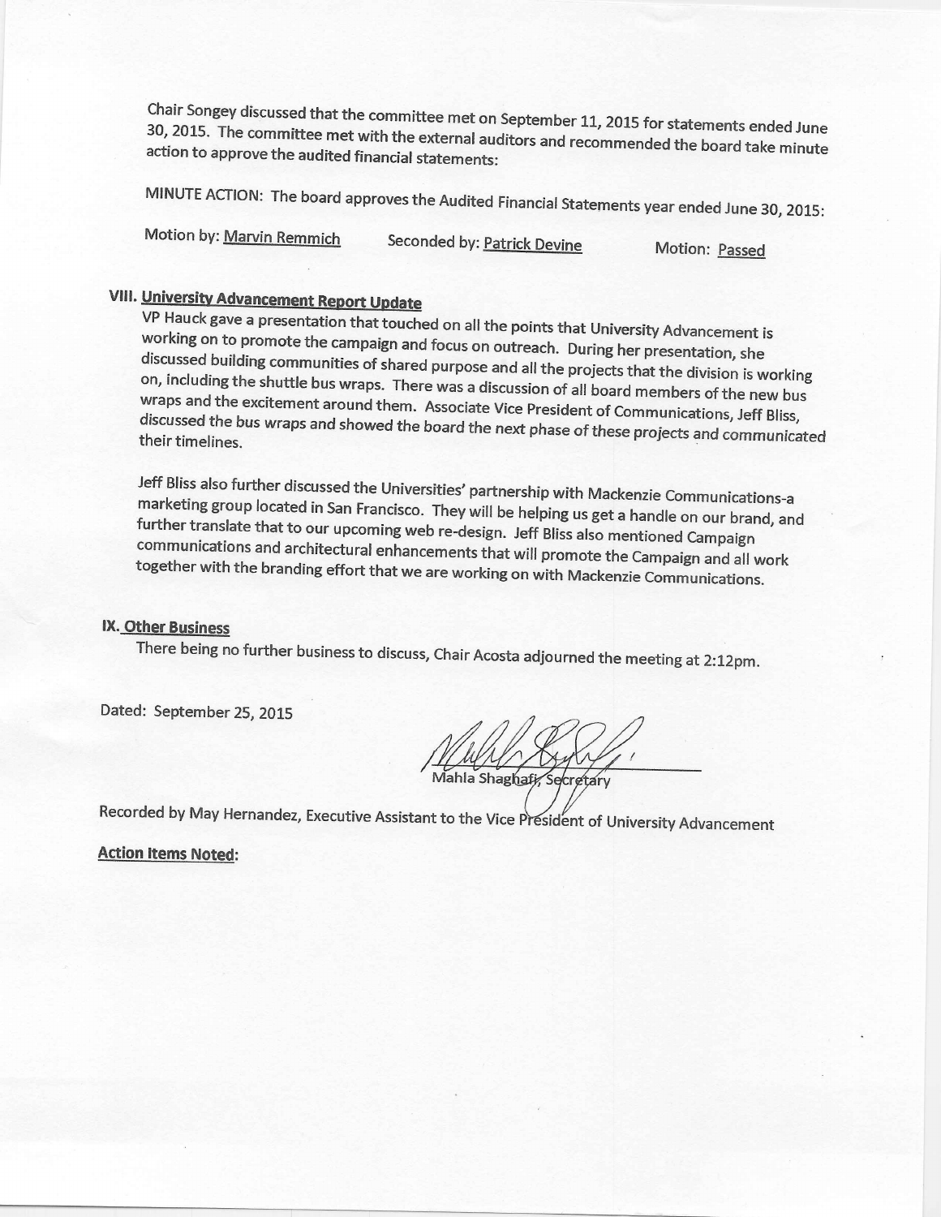Chair Songey discussed that the committee met on September 11, 2015 for statements ended June 30, 2015. The committee met with the external auditors and recommended the board take minute action to approve the audited financial statements:

MINUTE ACTION: The board approves the Audited Financial Statements year ended June 30, 2015:

Motion by: Marvin Remmich Seconded by: Patrick Devine Motion: Passed

## VIII. University Advancement Report Update

VP Hauck gave a presentation that touched on all the points that University Advancement is working on to promote the campaign and focus on outreach. During her presentation, she discussed building communities of shared purpose and all the projects that the division is working on, including the shuttle bus wraps. There was a discussion of all board members of the new bus wraps and the excitement around them. Associate Vice President of Communications, Jeff Bliss, discussed the bus wraps and showed the board the next phase of these projects and communicated their timelines.

Jeff Bliss also further discussed the Universities' partnership with Mackenzie Communications-a marketing group located in San Francisco. They will be helping us get a handle on our brand, and further translate that to our upcoming web re-design. Jeff Bliss also mentioned Campaign communications and architectural enhancements that will promote the Campaign and all work together with the branding effort that we are working on with Mackenzie Communications.

## IX. Other Business

There being no further business to discuss, Chair Acosta adjourned the meeting at 2:12pm.

Dated: September 25, 2015

Mahla Shaghafi, Secretary

Recorded by May Hernandez, Executive Assistant to the Vice President of University Advancement

**Action Items Noted:**